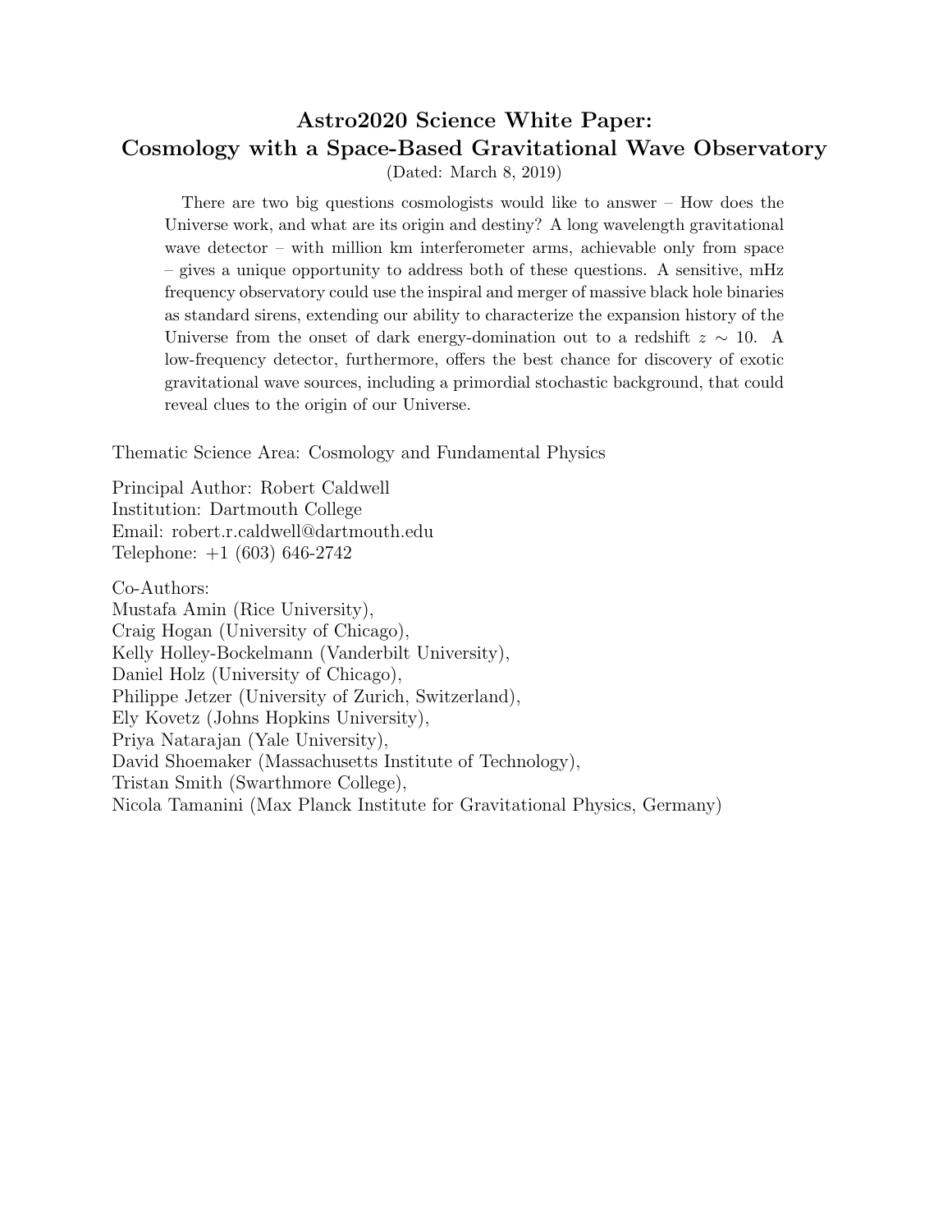# Astro2020 Science White Paper: Cosmology with a Space-Based Gravitational Wave Observatory

(Dated: March 8, 2019)

There are two big questions cosmologists would like to answer – How does the Universe work, and what are its origin and destiny? A long wavelength gravitational wave detector – with million km interferometer arms, achievable only from space – gives a unique opportunity to address both of these questions. A sensitive, mHz frequency observatory could use the inspiral and merger of massive black hole binaries as standard sirens, extending our ability to characterize the expansion history of the Universe from the onset of dark energy-domination out to a redshift $z \sim 10$. A low-frequency detector, furthermore, offers the best chance for discovery of exotic gravitational wave sources, including a primordial stochastic background, that could reveal clues to the origin of our Universe.

Thematic Science Area: Cosmology and Fundamental Physics

Principal Author: Robert Caldwell
Institution: Dartmouth College
Email: robert.r.caldwell@dartmouth.edu
Telephone: +1 (603) 646-2742

Co-Authors:
Mustafa Amin (Rice University),
Craig Hogan (University of Chicago),
Kelly Holley-Bockelmann (Vanderbilt University),
Daniel Holz (University of Chicago),
Philippe Jetzer (University of Zurich, Switzerland),
Ely Kovetz (Johns Hopkins University),
Priya Natarajan (Yale University),
David Shoemaker (Massachusetts Institute of Technology),
Tristan Smith (Swarthmore College),
Nicola Tamanini (Max Planck Institute for Gravitational Physics, Germany)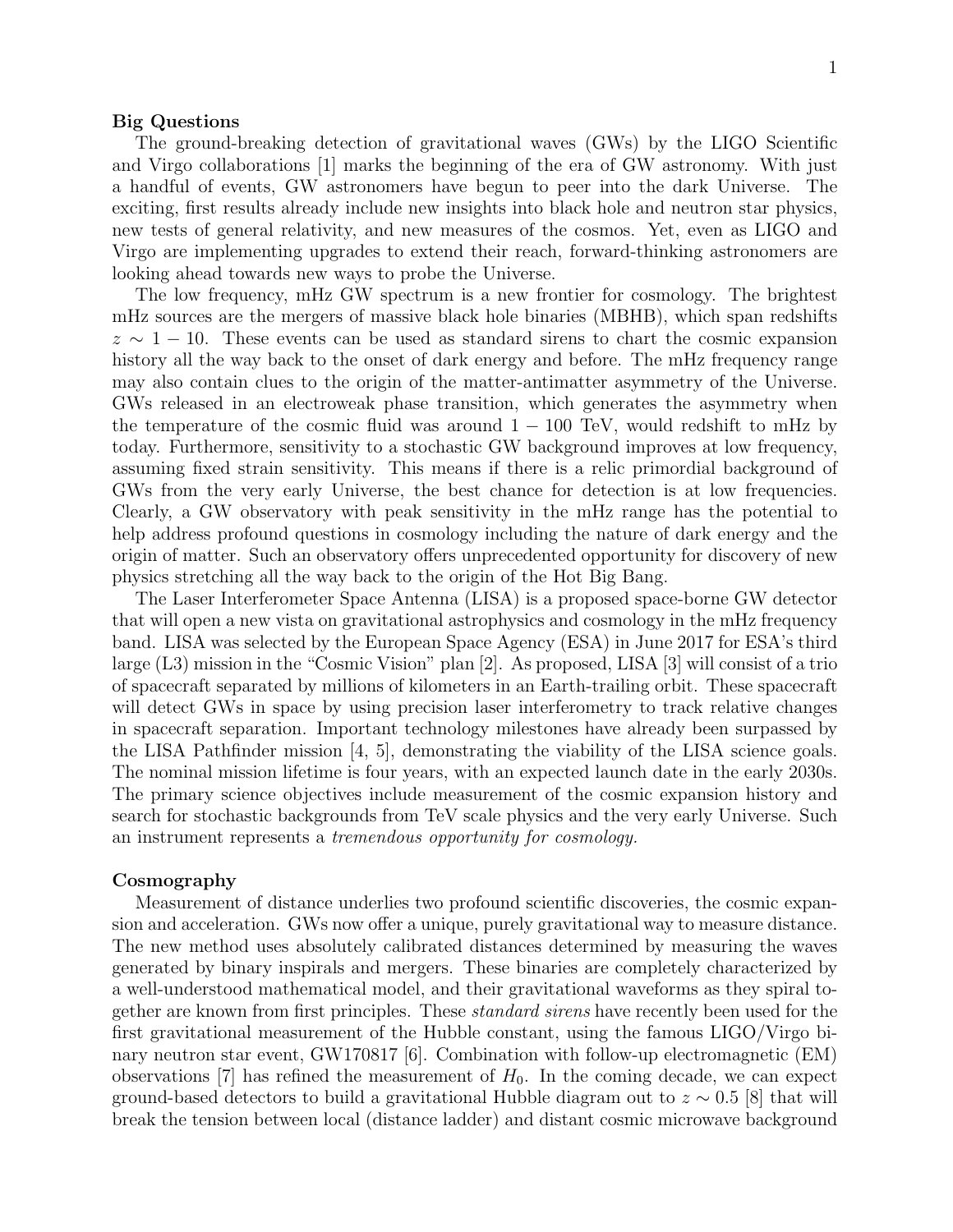**Big Questions**

The ground-breaking detection of gravitational waves (GWs) by the LIGO Scientific and Virgo collaborations [1] marks the beginning of the era of GW astronomy. With just a handful of events, GW astronomers have begun to peer into the dark Universe. The exciting, first results already include new insights into black hole and neutron star physics, new tests of general relativity, and new measures of the cosmos. Yet, even as LIGO and Virgo are implementing upgrades to extend their reach, forward-thinking astronomers are looking ahead towards new ways to probe the Universe.

The low frequency, mHz GW spectrum is a new frontier for cosmology. The brightest mHz sources are the mergers of massive black hole binaries (MBHB), which span redshifts $z \sim 1 - 10$. These events can be used as standard sirens to chart the cosmic expansion history all the way back to the onset of dark energy and before. The mHz frequency range may also contain clues to the origin of the matter-antimatter asymmetry of the Universe. GWs released in an electroweak phase transition, which generates the asymmetry when the temperature of the cosmic fluid was around $1 - 100$ TeV, would redshift to mHz by today. Furthermore, sensitivity to a stochastic GW background improves at low frequency, assuming fixed strain sensitivity. This means if there is a relic primordial background of GWs from the very early Universe, the best chance for detection is at low frequencies. Clearly, a GW observatory with peak sensitivity in the mHz range has the potential to help address profound questions in cosmology including the nature of dark energy and the origin of matter. Such an observatory offers unprecedented opportunity for discovery of new physics stretching all the way back to the origin of the Hot Big Bang.

The Laser Interferometer Space Antenna (LISA) is a proposed space-borne GW detector that will open a new vista on gravitational astrophysics and cosmology in the mHz frequency band. LISA was selected by the European Space Agency (ESA) in June 2017 for ESA's third large (L3) mission in the "Cosmic Vision" plan [2]. As proposed, LISA [3] will consist of a trio of spacecraft separated by millions of kilometers in an Earth-trailing orbit. These spacecraft will detect GWs in space by using precision laser interferometry to track relative changes in spacecraft separation. Important technology milestones have already been surpassed by the LISA Pathfinder mission [4, 5], demonstrating the viability of the LISA science goals. The nominal mission lifetime is four years, with an expected launch date in the early 2030s. The primary science objectives include measurement of the cosmic expansion history and search for stochastic backgrounds from TeV scale physics and the very early Universe. Such an instrument represents a *tremendous opportunity for cosmology.*

**Cosmography**

Measurement of distance underlies two profound scientific discoveries, the cosmic expansion and acceleration. GWs now offer a unique, purely gravitational way to measure distance. The new method uses absolutely calibrated distances determined by measuring the waves generated by binary inspirals and mergers. These binaries are completely characterized by a well-understood mathematical model, and their gravitational waveforms as they spiral together are known from first principles. These *standard sirens* have recently been used for the first gravitational measurement of the Hubble constant, using the famous LIGO/Virgo binary neutron star event, GW170817 [6]. Combination with follow-up electromagnetic (EM) observations [7] has refined the measurement of $H_0$. In the coming decade, we can expect ground-based detectors to build a gravitational Hubble diagram out to $z \sim 0.5$ [8] that will break the tension between local (distance ladder) and distant cosmic microwave background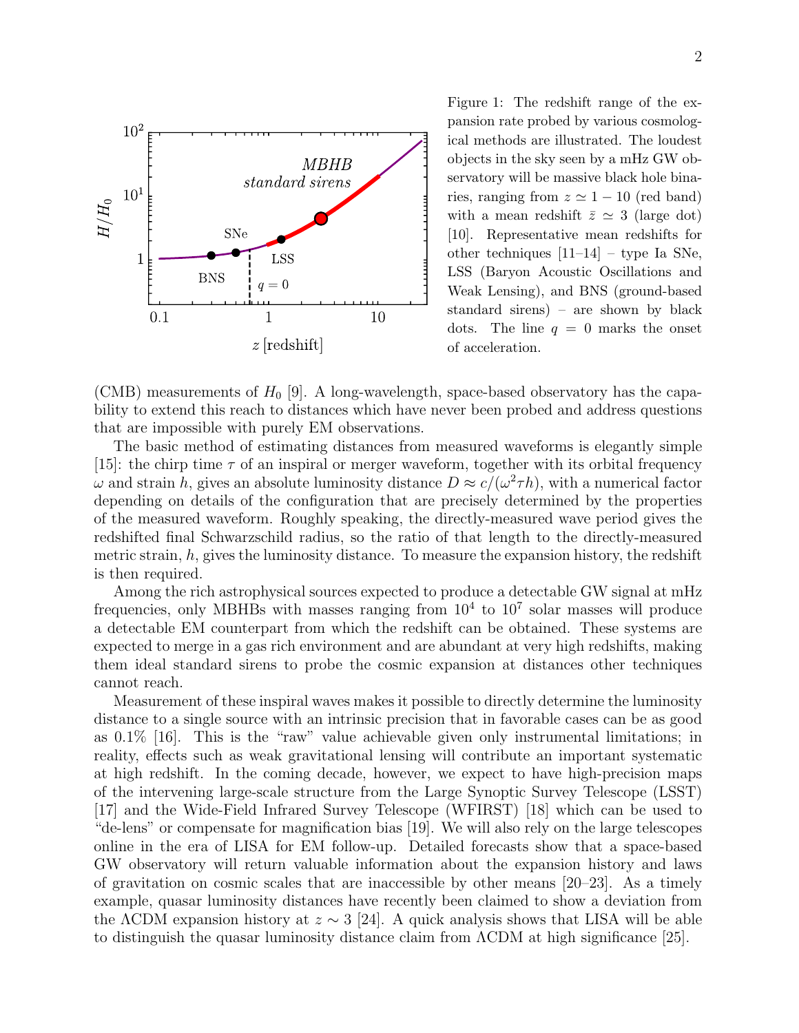Figure 1: The redshift range of the expansion rate probed by various cosmological methods are illustrated. The loudest objects in the sky seen by a mHz GW observatory will be massive black hole binaries, ranging from $z \simeq 1 - 10$ (red band) with a mean redshift $\bar{z} \simeq 3$ (large dot) [10]. Representative mean redshifts for other techniques [11–14] – type Ia SNe, LSS (Baryon Acoustic Oscillations and Weak Lensing), and BNS (ground-based standard sirens) – are shown by black dots. The line $q = 0$ marks the onset of acceleration.

(CMB) measurements of $H_0$ [9]. A long-wavelength, space-based observatory has the capability to extend this reach to distances which have never been probed and address questions that are impossible with purely EM observations.

The basic method of estimating distances from measured waveforms is elegantly simple [15]: the chirp time $\tau$ of an inspiral or merger waveform, together with its orbital frequency $\omega$ and strain $h$, gives an absolute luminosity distance $D \approx c/(\omega^2 \tau h)$, with a numerical factor depending on details of the configuration that are precisely determined by the properties of the measured waveform. Roughly speaking, the directly-measured wave period gives the redshifted final Schwarzschild radius, so the ratio of that length to the directly-measured metric strain, $h$, gives the luminosity distance. To measure the expansion history, the redshift is then required.

Among the rich astrophysical sources expected to produce a detectable GW signal at mHz frequencies, only MBHBs with masses ranging from $10^4$ to $10^7$ solar masses will produce a detectable EM counterpart from which the redshift can be obtained. These systems are expected to merge in a gas rich environment and are abundant at very high redshifts, making them ideal standard sirens to probe the cosmic expansion at distances other techniques cannot reach.

Measurement of these inspiral waves makes it possible to directly determine the luminosity distance to a single source with an intrinsic precision that in favorable cases can be as good as 0.1% [16]. This is the "raw" value achievable given only instrumental limitations; in reality, effects such as weak gravitational lensing will contribute an important systematic at high redshift. In the coming decade, however, we expect to have high-precision maps of the intervening large-scale structure from the Large Synoptic Survey Telescope (LSST) [17] and the Wide-Field Infrared Survey Telescope (WFIRST) [18] which can be used to "de-lens" or compensate for magnification bias [19]. We will also rely on the large telescopes online in the era of LISA for EM follow-up. Detailed forecasts show that a space-based GW observatory will return valuable information about the expansion history and laws of gravitation on cosmic scales that are inaccessible by other means [20–23]. As a timely example, quasar luminosity distances have recently been claimed to show a deviation from the ΛCDM expansion history at $z \sim 3$ [24]. A quick analysis shows that LISA will be able to distinguish the quasar luminosity distance claim from ΛCDM at high significance [25].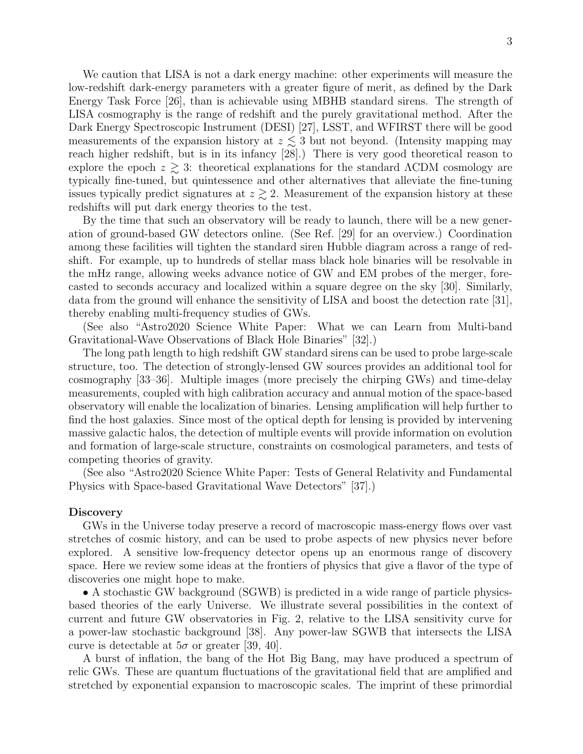We caution that LISA is not a dark energy machine: other experiments will measure the low-redshift dark-energy parameters with a greater figure of merit, as defined by the Dark Energy Task Force [26], than is achievable using MBHB standard sirens. The strength of LISA cosmography is the range of redshift and the purely gravitational method. After the Dark Energy Spectroscopic Instrument (DESI) [27], LSST, and WFIRST there will be good measurements of the expansion history at $z \lesssim 3$ but not beyond. (Intensity mapping may reach higher redshift, but is in its infancy [28].) There is very good theoretical reason to explore the epoch $z \gtrsim 3$: theoretical explanations for the standard ΛCDM cosmology are typically fine-tuned, but quintessence and other alternatives that alleviate the fine-tuning issues typically predict signatures at $z \gtrsim 2$. Measurement of the expansion history at these redshifts will put dark energy theories to the test.

By the time that such an observatory will be ready to launch, there will be a new generation of ground-based GW detectors online. (See Ref. [29] for an overview.) Coordination among these facilities will tighten the standard siren Hubble diagram across a range of redshift. For example, up to hundreds of stellar mass black hole binaries will be resolvable in the mHz range, allowing weeks advance notice of GW and EM probes of the merger, forecasted to seconds accuracy and localized within a square degree on the sky [30]. Similarly, data from the ground will enhance the sensitivity of LISA and boost the detection rate [31], thereby enabling multi-frequency studies of GWs.

(See also "Astro2020 Science White Paper: What we can Learn from Multi-band Gravitational-Wave Observations of Black Hole Binaries" [32].)

The long path length to high redshift GW standard sirens can be used to probe large-scale structure, too. The detection of strongly-lensed GW sources provides an additional tool for cosmography [33–36]. Multiple images (more precisely the chirping GWs) and time-delay measurements, coupled with high calibration accuracy and annual motion of the space-based observatory will enable the localization of binaries. Lensing amplification will help further to find the host galaxies. Since most of the optical depth for lensing is provided by intervening massive galactic halos, the detection of multiple events will provide information on evolution and formation of large-scale structure, constraints on cosmological parameters, and tests of competing theories of gravity.

(See also "Astro2020 Science White Paper: Tests of General Relativity and Fundamental Physics with Space-based Gravitational Wave Detectors" [37].)

**Discovery**

GWs in the Universe today preserve a record of macroscopic mass-energy flows over vast stretches of cosmic history, and can be used to probe aspects of new physics never before explored. A sensitive low-frequency detector opens up an enormous range of discovery space. Here we review some ideas at the frontiers of physics that give a flavor of the type of discoveries one might hope to make.

• A stochastic GW background (SGWB) is predicted in a wide range of particle physics-based theories of the early Universe. We illustrate several possibilities in the context of current and future GW observatories in Fig. 2, relative to the LISA sensitivity curve for a power-law stochastic background [38]. Any power-law SGWB that intersects the LISA curve is detectable at $5\sigma$ or greater [39, 40].

A burst of inflation, the bang of the Hot Big Bang, may have produced a spectrum of relic GWs. These are quantum fluctuations of the gravitational field that are amplified and stretched by exponential expansion to macroscopic scales. The imprint of these primordial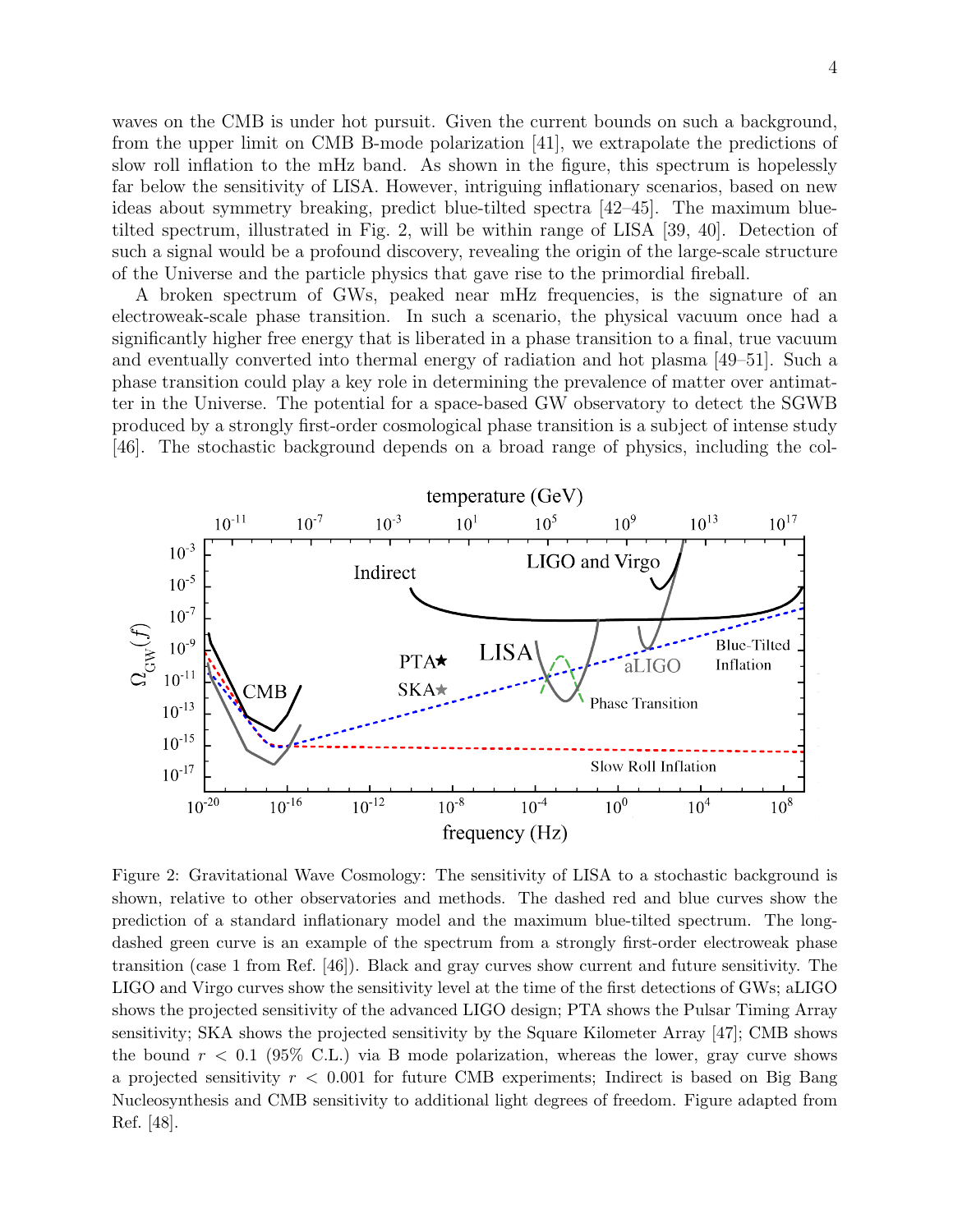waves on the CMB is under hot pursuit. Given the current bounds on such a background, from the upper limit on CMB B-mode polarization [41], we extrapolate the predictions of slow roll inflation to the mHz band. As shown in the figure, this spectrum is hopelessly far below the sensitivity of LISA. However, intriguing inflationary scenarios, based on new ideas about symmetry breaking, predict blue-tilted spectra [42–45]. The maximum blue-tilted spectrum, illustrated in Fig. 2, will be within range of LISA [39, 40]. Detection of such a signal would be a profound discovery, revealing the origin of the large-scale structure of the Universe and the particle physics that gave rise to the primordial fireball.

A broken spectrum of GWs, peaked near mHz frequencies, is the signature of an electroweak-scale phase transition. In such a scenario, the physical vacuum once had a significantly higher free energy that is liberated in a phase transition to a final, true vacuum and eventually converted into thermal energy of radiation and hot plasma [49–51]. Such a phase transition could play a key role in determining the prevalence of matter over antimatter in the Universe. The potential for a space-based GW observatory to detect the SGWB produced by a strongly first-order cosmological phase transition is a subject of intense study [46]. The stochastic background depends on a broad range of physics, including the col-

Figure 2: Gravitational Wave Cosmology: The sensitivity of LISA to a stochastic background is shown, relative to other observatories and methods. The dashed red and blue curves show the prediction of a standard inflationary model and the maximum blue-tilted spectrum. The long-dashed green curve is an example of the spectrum from a strongly first-order electroweak phase transition (case 1 from Ref. [46]). Black and gray curves show current and future sensitivity. The LIGO and Virgo curves show the sensitivity level at the time of the first detections of GWs; aLIGO shows the projected sensitivity of the advanced LIGO design; PTA shows the Pulsar Timing Array sensitivity; SKA shows the projected sensitivity by the Square Kilometer Array [47]; CMB shows the bound $r < 0.1$ (95% C.L.) via B mode polarization, whereas the lower, gray curve shows a projected sensitivity $r < 0.001$ for future CMB experiments; Indirect is based on Big Bang Nucleosynthesis and CMB sensitivity to additional light degrees of freedom. Figure adapted from Ref. [48].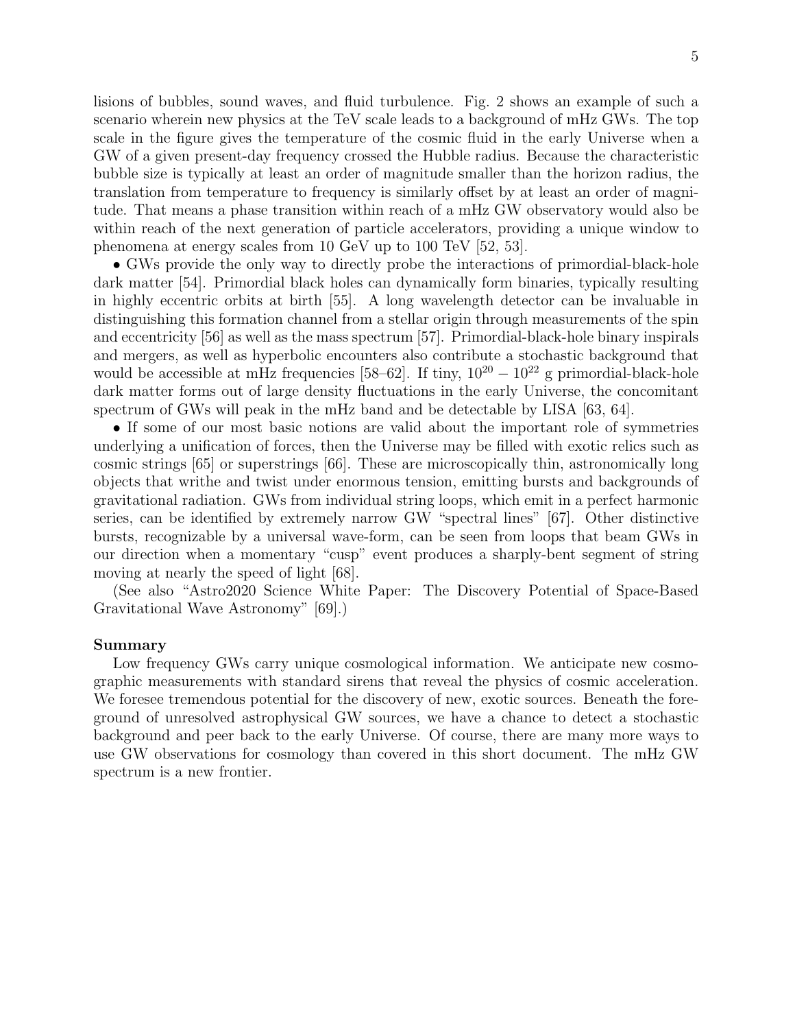lisions of bubbles, sound waves, and fluid turbulence. Fig. 2 shows an example of such a scenario wherein new physics at the TeV scale leads to a background of mHz GWs. The top scale in the figure gives the temperature of the cosmic fluid in the early Universe when a GW of a given present-day frequency crossed the Hubble radius. Because the characteristic bubble size is typically at least an order of magnitude smaller than the horizon radius, the translation from temperature to frequency is similarly offset by at least an order of magnitude. That means a phase transition within reach of a mHz GW observatory would also be within reach of the next generation of particle accelerators, providing a unique window to phenomena at energy scales from 10 GeV up to 100 TeV [52, 53].

• GWs provide the only way to directly probe the interactions of primordial-black-hole dark matter [54]. Primordial black holes can dynamically form binaries, typically resulting in highly eccentric orbits at birth [55]. A long wavelength detector can be invaluable in distinguishing this formation channel from a stellar origin through measurements of the spin and eccentricity [56] as well as the mass spectrum [57]. Primordial-black-hole binary inspirals and mergers, as well as hyperbolic encounters also contribute a stochastic background that would be accessible at mHz frequencies [58–62]. If tiny, $10^{20} - 10^{22}$ g primordial-black-hole dark matter forms out of large density fluctuations in the early Universe, the concomitant spectrum of GWs will peak in the mHz band and be detectable by LISA [63, 64].

• If some of our most basic notions are valid about the important role of symmetries underlying a unification of forces, then the Universe may be filled with exotic relics such as cosmic strings [65] or superstrings [66]. These are microscopically thin, astronomically long objects that writhe and twist under enormous tension, emitting bursts and backgrounds of gravitational radiation. GWs from individual string loops, which emit in a perfect harmonic series, can be identified by extremely narrow GW "spectral lines" [67]. Other distinctive bursts, recognizable by a universal wave-form, can be seen from loops that beam GWs in our direction when a momentary "cusp" event produces a sharply-bent segment of string moving at nearly the speed of light [68].

(See also "Astro2020 Science White Paper: The Discovery Potential of Space-Based Gravitational Wave Astronomy" [69].)

**Summary**

Low frequency GWs carry unique cosmological information. We anticipate new cosmographic measurements with standard sirens that reveal the physics of cosmic acceleration. We foresee tremendous potential for the discovery of new, exotic sources. Beneath the foreground of unresolved astrophysical GW sources, we have a chance to detect a stochastic background and peer back to the early Universe. Of course, there are many more ways to use GW observations for cosmology than covered in this short document. The mHz GW spectrum is a new frontier.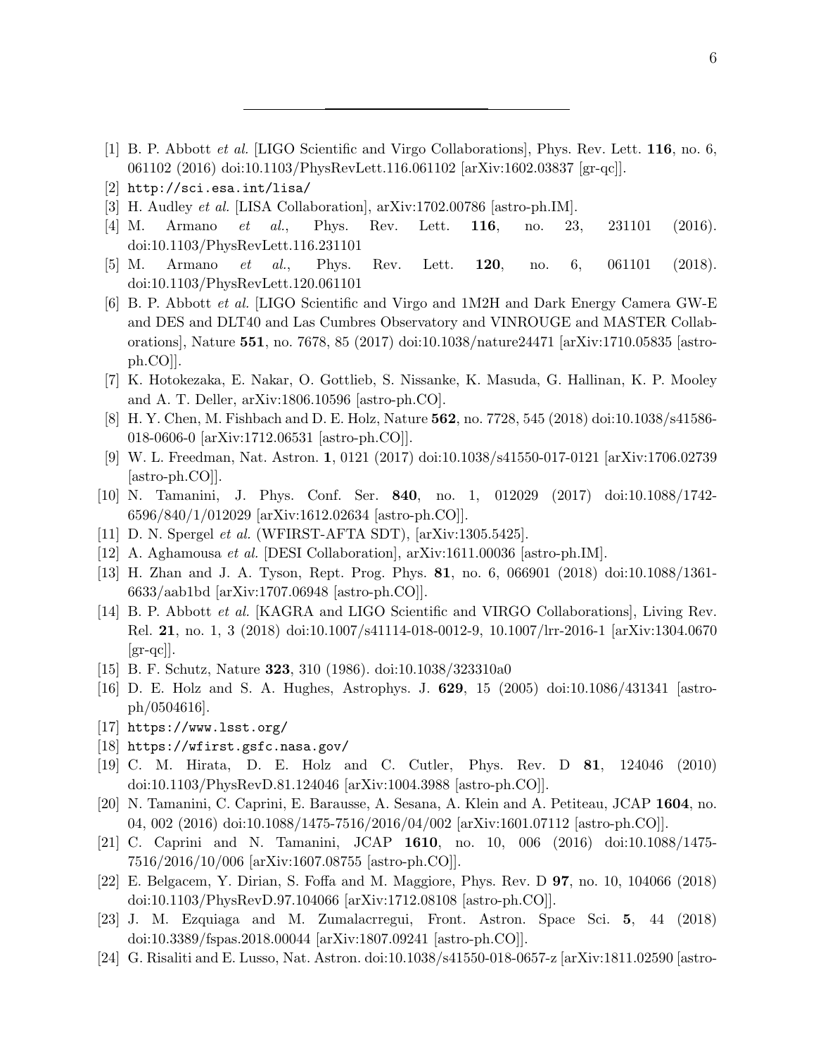---

[1] B. P. Abbott *et al.* [LIGO Scientific and Virgo Collaborations], Phys. Rev. Lett. **116**, no. 6, 061102 (2016) doi:10.1103/PhysRevLett.116.061102 [arXiv:1602.03837 [gr-qc]].

[2] `http://sci.esa.int/lisa/`

[3] H. Audley *et al.* [LISA Collaboration], arXiv:1702.00786 [astro-ph.IM].

[4] M. Armano *et al.*, Phys. Rev. Lett. **116**, no. 23, 231101 (2016). doi:10.1103/PhysRevLett.116.231101

[5] M. Armano *et al.*, Phys. Rev. Lett. **120**, no. 6, 061101 (2018). doi:10.1103/PhysRevLett.120.061101

[6] B. P. Abbott *et al.* [LIGO Scientific and Virgo and 1M2H and Dark Energy Camera GW-E and DES and DLT40 and Las Cumbres Observatory and VINROUGE and MASTER Collaborations], Nature **551**, no. 7678, 85 (2017) doi:10.1038/nature24471 [arXiv:1710.05835 [astro-ph.CO]].

[7] K. Hotokezaka, E. Nakar, O. Gottlieb, S. Nissanke, K. Masuda, G. Hallinan, K. P. Mooley and A. T. Deller, arXiv:1806.10596 [astro-ph.CO].

[8] H. Y. Chen, M. Fishbach and D. E. Holz, Nature **562**, no. 7728, 545 (2018) doi:10.1038/s41586-018-0606-0 [arXiv:1712.06531 [astro-ph.CO]].

[9] W. L. Freedman, Nat. Astron. **1**, 0121 (2017) doi:10.1038/s41550-017-0121 [arXiv:1706.02739 [astro-ph.CO]].

[10] N. Tamanini, J. Phys. Conf. Ser. **840**, no. 1, 012029 (2017) doi:10.1088/1742-6596/840/1/012029 [arXiv:1612.02634 [astro-ph.CO]].

[11] D. N. Spergel *et al.* (WFIRST-AFTA SDT), [arXiv:1305.5425].

[12] A. Aghamousa *et al.* [DESI Collaboration], arXiv:1611.00036 [astro-ph.IM].

[13] H. Zhan and J. A. Tyson, Rept. Prog. Phys. **81**, no. 6, 066901 (2018) doi:10.1088/1361-6633/aab1bd [arXiv:1707.06948 [astro-ph.CO]].

[14] B. P. Abbott *et al.* [KAGRA and LIGO Scientific and VIRGO Collaborations], Living Rev. Rel. **21**, no. 1, 3 (2018) doi:10.1007/s41114-018-0012-9, 10.1007/lrr-2016-1 [arXiv:1304.0670 [gr-qc]].

[15] B. F. Schutz, Nature **323**, 310 (1986). doi:10.1038/323310a0

[16] D. E. Holz and S. A. Hughes, Astrophys. J. **629**, 15 (2005) doi:10.1086/431341 [astro-ph/0504616].

[17] `https://www.lsst.org/`

[18] `https://wfirst.gsfc.nasa.gov/`

[19] C. M. Hirata, D. E. Holz and C. Cutler, Phys. Rev. D **81**, 124046 (2010) doi:10.1103/PhysRevD.81.124046 [arXiv:1004.3988 [astro-ph.CO]].

[20] N. Tamanini, C. Caprini, E. Barausse, A. Sesana, A. Klein and A. Petiteau, JCAP **1604**, no. 04, 002 (2016) doi:10.1088/1475-7516/2016/04/002 [arXiv:1601.07112 [astro-ph.CO]].

[21] C. Caprini and N. Tamanini, JCAP **1610**, no. 10, 006 (2016) doi:10.1088/1475-7516/2016/10/006 [arXiv:1607.08755 [astro-ph.CO]].

[22] E. Belgacem, Y. Dirian, S. Foffa and M. Maggiore, Phys. Rev. D **97**, no. 10, 104066 (2018) doi:10.1103/PhysRevD.97.104066 [arXiv:1712.08108 [astro-ph.CO]].

[23] J. M. Ezquiaga and M. Zumalacrregui, Front. Astron. Space Sci. **5**, 44 (2018) doi:10.3389/fspas.2018.00044 [arXiv:1807.09241 [astro-ph.CO]].

[24] G. Risaliti and E. Lusso, Nat. Astron. doi:10.1038/s41550-018-0657-z [arXiv:1811.02590 [astro-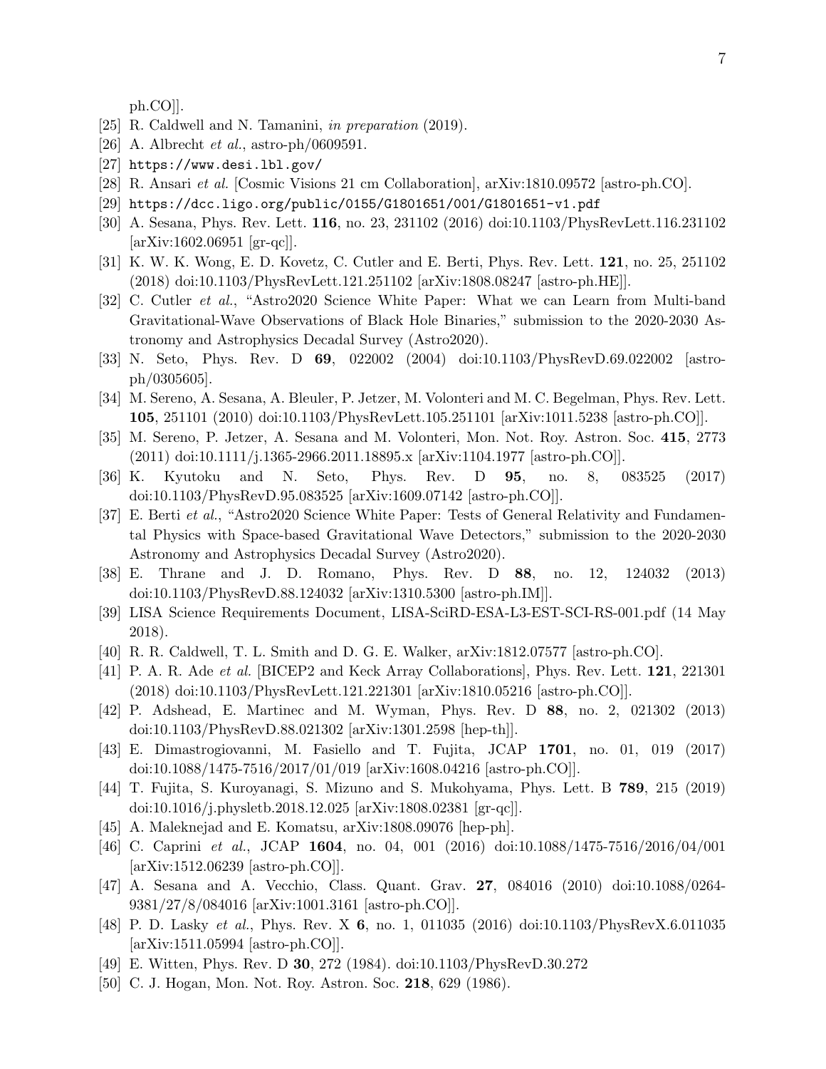ph.CO]].

[25] R. Caldwell and N. Tamanini, *in preparation* (2019).

[26] A. Albrecht *et al.*, astro-ph/0609591.

[27] `https://www.desi.lbl.gov/`

[28] R. Ansari *et al.* [Cosmic Visions 21 cm Collaboration], arXiv:1810.09572 [astro-ph.CO].

[29] `https://dcc.ligo.org/public/0155/G1801651/001/G1801651-v1.pdf`

[30] A. Sesana, Phys. Rev. Lett. **116**, no. 23, 231102 (2016) doi:10.1103/PhysRevLett.116.231102 [arXiv:1602.06951 [gr-qc]].

[31] K. W. K. Wong, E. D. Kovetz, C. Cutler and E. Berti, Phys. Rev. Lett. **121**, no. 25, 251102 (2018) doi:10.1103/PhysRevLett.121.251102 [arXiv:1808.08247 [astro-ph.HE]].

[32] C. Cutler *et al.*, "Astro2020 Science White Paper: What we can Learn from Multi-band Gravitational-Wave Observations of Black Hole Binaries," submission to the 2020-2030 Astronomy and Astrophysics Decadal Survey (Astro2020).

[33] N. Seto, Phys. Rev. D **69**, 022002 (2004) doi:10.1103/PhysRevD.69.022002 [astro-ph/0305605].

[34] M. Sereno, A. Sesana, A. Bleuler, P. Jetzer, M. Volonteri and M. C. Begelman, Phys. Rev. Lett. **105**, 251101 (2010) doi:10.1103/PhysRevLett.105.251101 [arXiv:1011.5238 [astro-ph.CO]].

[35] M. Sereno, P. Jetzer, A. Sesana and M. Volonteri, Mon. Not. Roy. Astron. Soc. **415**, 2773 (2011) doi:10.1111/j.1365-2966.2011.18895.x [arXiv:1104.1977 [astro-ph.CO]].

[36] K. Kyutoku and N. Seto, Phys. Rev. D **95**, no. 8, 083525 (2017) doi:10.1103/PhysRevD.95.083525 [arXiv:1609.07142 [astro-ph.CO]].

[37] E. Berti *et al.*, "Astro2020 Science White Paper: Tests of General Relativity and Fundamental Physics with Space-based Gravitational Wave Detectors," submission to the 2020-2030 Astronomy and Astrophysics Decadal Survey (Astro2020).

[38] E. Thrane and J. D. Romano, Phys. Rev. D **88**, no. 12, 124032 (2013) doi:10.1103/PhysRevD.88.124032 [arXiv:1310.5300 [astro-ph.IM]].

[39] LISA Science Requirements Document, LISA-SciRD-ESA-L3-EST-SCI-RS-001.pdf (14 May 2018).

[40] R. R. Caldwell, T. L. Smith and D. G. E. Walker, arXiv:1812.07577 [astro-ph.CO].

[41] P. A. R. Ade *et al.* [BICEP2 and Keck Array Collaborations], Phys. Rev. Lett. **121**, 221301 (2018) doi:10.1103/PhysRevLett.121.221301 [arXiv:1810.05216 [astro-ph.CO]].

[42] P. Adshead, E. Martinec and M. Wyman, Phys. Rev. D **88**, no. 2, 021302 (2013) doi:10.1103/PhysRevD.88.021302 [arXiv:1301.2598 [hep-th]].

[43] E. Dimastrogiovanni, M. Fasiello and T. Fujita, JCAP **1701**, no. 01, 019 (2017) doi:10.1088/1475-7516/2017/01/019 [arXiv:1608.04216 [astro-ph.CO]].

[44] T. Fujita, S. Kuroyanagi, S. Mizuno and S. Mukohyama, Phys. Lett. B **789**, 215 (2019) doi:10.1016/j.physletb.2018.12.025 [arXiv:1808.02381 [gr-qc]].

[45] A. Maleknejad and E. Komatsu, arXiv:1808.09076 [hep-ph].

[46] C. Caprini *et al.*, JCAP **1604**, no. 04, 001 (2016) doi:10.1088/1475-7516/2016/04/001 [arXiv:1512.06239 [astro-ph.CO]].

[47] A. Sesana and A. Vecchio, Class. Quant. Grav. **27**, 084016 (2010) doi:10.1088/0264-9381/27/8/084016 [arXiv:1001.3161 [astro-ph.CO]].

[48] P. D. Lasky *et al.*, Phys. Rev. X **6**, no. 1, 011035 (2016) doi:10.1103/PhysRevX.6.011035 [arXiv:1511.05994 [astro-ph.CO]].

[49] E. Witten, Phys. Rev. D **30**, 272 (1984). doi:10.1103/PhysRevD.30.272

[50] C. J. Hogan, Mon. Not. Roy. Astron. Soc. **218**, 629 (1986).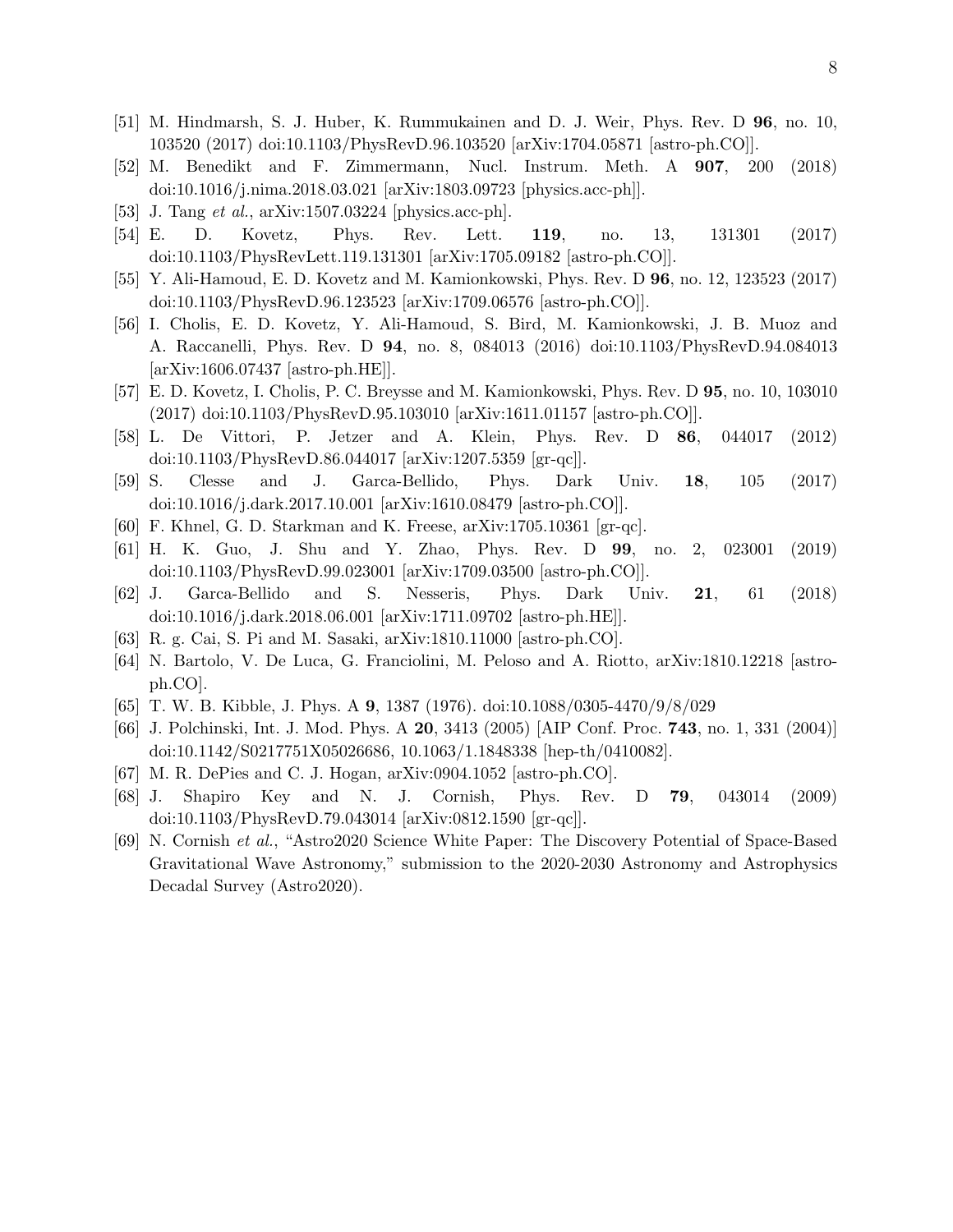[51] M. Hindmarsh, S. J. Huber, K. Rummukainen and D. J. Weir, Phys. Rev. D **96**, no. 10, 103520 (2017) doi:10.1103/PhysRevD.96.103520 [arXiv:1704.05871 [astro-ph.CO]].

[52] M. Benedikt and F. Zimmermann, Nucl. Instrum. Meth. A **907**, 200 (2018) doi:10.1016/j.nima.2018.03.021 [arXiv:1803.09723 [physics.acc-ph]].

[53] J. Tang *et al.*, arXiv:1507.03224 [physics.acc-ph].

[54] E. D. Kovetz, Phys. Rev. Lett. **119**, no. 13, 131301 (2017) doi:10.1103/PhysRevLett.119.131301 [arXiv:1705.09182 [astro-ph.CO]].

[55] Y. Ali-Hamoud, E. D. Kovetz and M. Kamionkowski, Phys. Rev. D **96**, no. 12, 123523 (2017) doi:10.1103/PhysRevD.96.123523 [arXiv:1709.06576 [astro-ph.CO]].

[56] I. Cholis, E. D. Kovetz, Y. Ali-Hamoud, S. Bird, M. Kamionkowski, J. B. Muoz and A. Raccanelli, Phys. Rev. D **94**, no. 8, 084013 (2016) doi:10.1103/PhysRevD.94.084013 [arXiv:1606.07437 [astro-ph.HE]].

[57] E. D. Kovetz, I. Cholis, P. C. Breysse and M. Kamionkowski, Phys. Rev. D **95**, no. 10, 103010 (2017) doi:10.1103/PhysRevD.95.103010 [arXiv:1611.01157 [astro-ph.CO]].

[58] L. De Vittori, P. Jetzer and A. Klein, Phys. Rev. D **86**, 044017 (2012) doi:10.1103/PhysRevD.86.044017 [arXiv:1207.5359 [gr-qc]].

[59] S. Clesse and J. Garca-Bellido, Phys. Dark Univ. **18**, 105 (2017) doi:10.1016/j.dark.2017.10.001 [arXiv:1610.08479 [astro-ph.CO]].

[60] F. Khnel, G. D. Starkman and K. Freese, arXiv:1705.10361 [gr-qc].

[61] H. K. Guo, J. Shu and Y. Zhao, Phys. Rev. D **99**, no. 2, 023001 (2019) doi:10.1103/PhysRevD.99.023001 [arXiv:1709.03500 [astro-ph.CO]].

[62] J. Garca-Bellido and S. Nesseris, Phys. Dark Univ. **21**, 61 (2018) doi:10.1016/j.dark.2018.06.001 [arXiv:1711.09702 [astro-ph.HE]].

[63] R. g. Cai, S. Pi and M. Sasaki, arXiv:1810.11000 [astro-ph.CO].

[64] N. Bartolo, V. De Luca, G. Franciolini, M. Peloso and A. Riotto, arXiv:1810.12218 [astro-ph.CO].

[65] T. W. B. Kibble, J. Phys. A **9**, 1387 (1976). doi:10.1088/0305-4470/9/8/029

[66] J. Polchinski, Int. J. Mod. Phys. A **20**, 3413 (2005) [AIP Conf. Proc. **743**, no. 1, 331 (2004)] doi:10.1142/S0217751X05026686, 10.1063/1.1848338 [hep-th/0410082].

[67] M. R. DePies and C. J. Hogan, arXiv:0904.1052 [astro-ph.CO].

[68] J. Shapiro Key and N. J. Cornish, Phys. Rev. D **79**, 043014 (2009) doi:10.1103/PhysRevD.79.043014 [arXiv:0812.1590 [gr-qc]].

[69] N. Cornish *et al.*, "Astro2020 Science White Paper: The Discovery Potential of Space-Based Gravitational Wave Astronomy," submission to the 2020-2030 Astronomy and Astrophysics Decadal Survey (Astro2020).